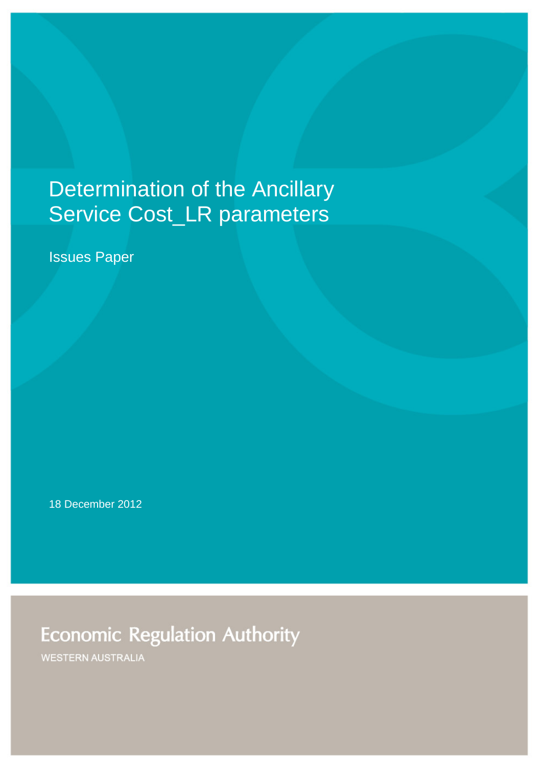# Determination of the Ancillary Service Cost_LR parameters

Issues Paper

18 December 2012

Economic Regulation Authority

WESTERN AUSTRALIA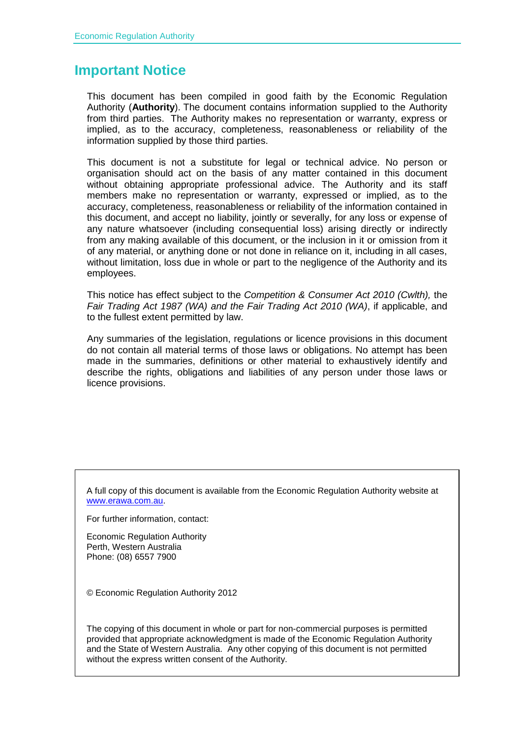# Important Notice

This document has been compiled in good faith by the Economic Regulation Authority (**Authority**). The document contains information supplied to the Authority from third parties. The Authority makes no representation or warranty, express or implied, as to the accuracy, completeness, reasonableness or reliability of the information supplied by those third parties.

This document is not a substitute for legal or technical advice. No person or organisation should act on the basis of any matter contained in this document without obtaining appropriate professional advice. The Authority and its staff members make no representation or warranty, expressed or implied, as to the accuracy, completeness, reasonableness or reliability of the information contained in this document, and accept no liability, jointly or severally, for any loss or expense of any nature whatsoever (including consequential loss) arising directly or indirectly from any making available of this document, or the inclusion in it or omission from it of any material, or anything done or not done in reliance on it, including in all cases, without limitation, loss due in whole or part to the negligence of the Authority and its employees.

This notice has effect subject to the *Competition & Consumer Act 2010 (Cwlth),* the *Fair Trading Act 1987 (WA) and the Fair Trading Act 2010 (WA)*, if applicable, and to the fullest extent permitted by law.

Any summaries of the legislation, regulations or licence provisions in this document do not contain all material terms of those laws or obligations. No attempt has been made in the summaries, definitions or other material to exhaustively identify and describe the rights, obligations and liabilities of any person under those laws or licence provisions.

A full copy of this document is available from the Economic Regulation Authority website at www.erawa.com.au.

For further information, contact:

Economic Regulation Authority
Perth, Western Australia
Phone: (08) 6557 7900

© Economic Regulation Authority 2012

The copying of this document in whole or part for non-commercial purposes is permitted provided that appropriate acknowledgment is made of the Economic Regulation Authority and the State of Western Australia. Any other copying of this document is not permitted without the express written consent of the Authority.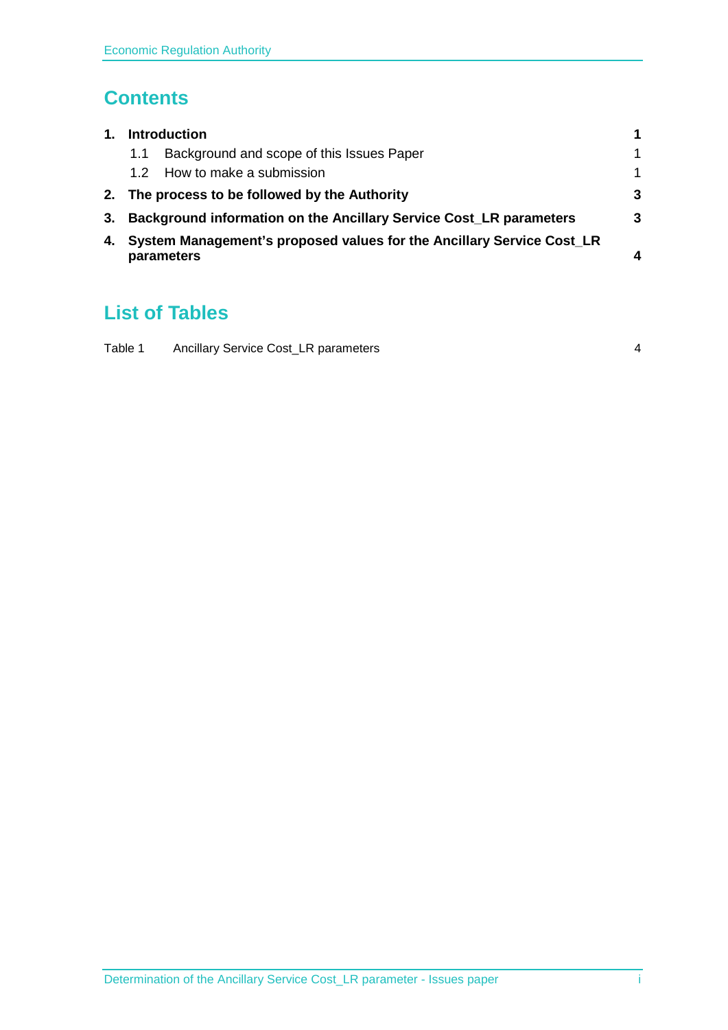# Contents

| | | |
|---|---|---|
| **1.** | **Introduction** | **1** |
| | 1.1 Background and scope of this Issues Paper | 1 |
| | 1.2 How to make a submission | 1 |
| **2.** | **The process to be followed by the Authority** | **3** |
| **3.** | **Background information on the Ancillary Service Cost_LR parameters** | **3** |
| **4.** | **System Management's proposed values for the Ancillary Service Cost_LR parameters** | **4** |

# List of Tables

| | | |
|---|---|---|
| Table 1 | Ancillary Service Cost_LR parameters | 4 |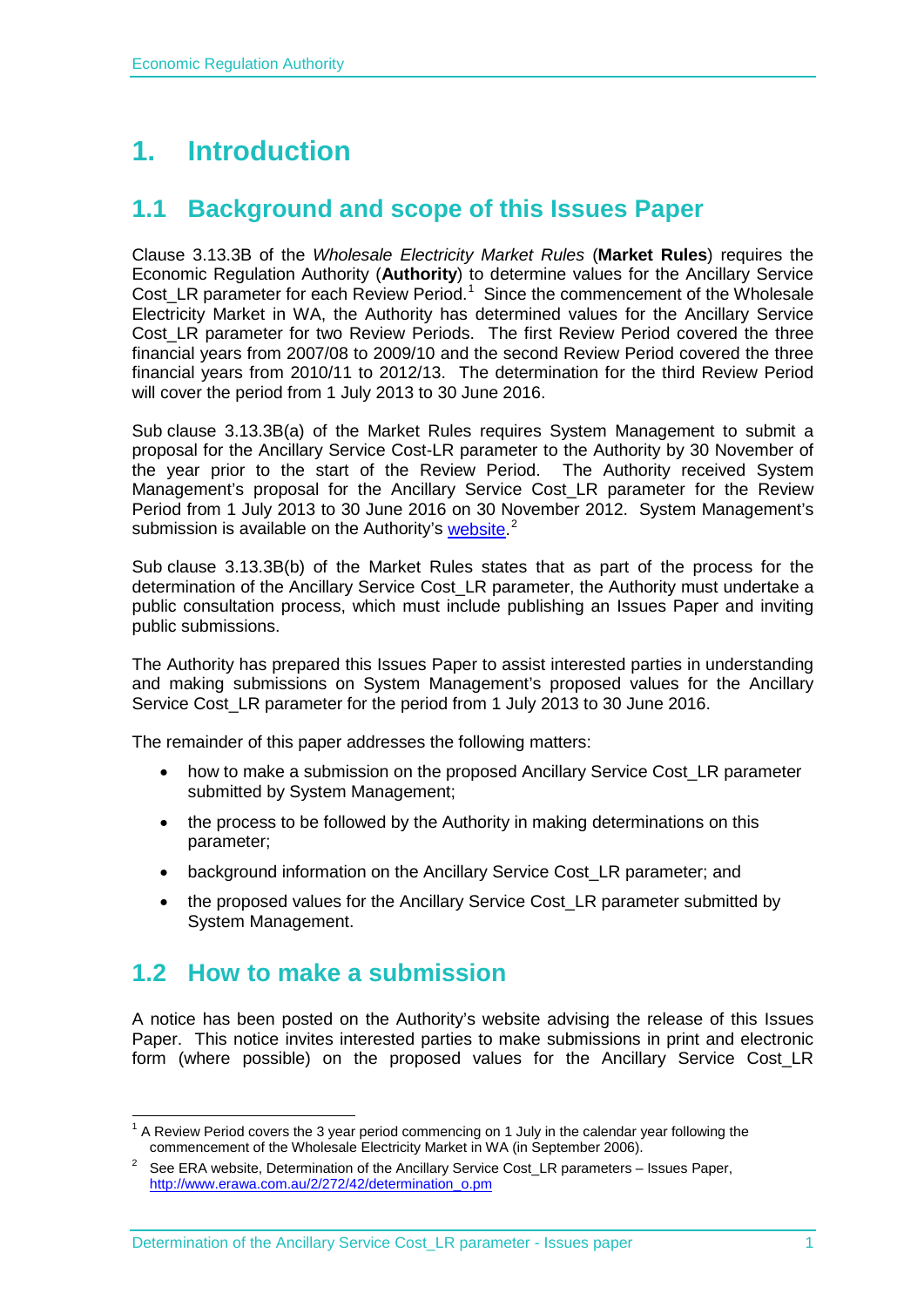# 1. Introduction

## 1.1 Background and scope of this Issues Paper

Clause 3.13.3B of the *Wholesale Electricity Market Rules* (**Market Rules**) requires the Economic Regulation Authority (**Authority**) to determine values for the Ancillary Service Cost_LR parameter for each Review Period.[1] Since the commencement of the Wholesale Electricity Market in WA, the Authority has determined values for the Ancillary Service Cost_LR parameter for two Review Periods. The first Review Period covered the three financial years from 2007/08 to 2009/10 and the second Review Period covered the three financial years from 2010/11 to 2012/13. The determination for the third Review Period will cover the period from 1 July 2013 to 30 June 2016.

Sub clause 3.13.3B(a) of the Market Rules requires System Management to submit a proposal for the Ancillary Service Cost-LR parameter to the Authority by 30 November of the year prior to the start of the Review Period. The Authority received System Management's proposal for the Ancillary Service Cost_LR parameter for the Review Period from 1 July 2013 to 30 June 2016 on 30 November 2012. System Management's submission is available on the Authority's website.[2]

Sub clause 3.13.3B(b) of the Market Rules states that as part of the process for the determination of the Ancillary Service Cost_LR parameter, the Authority must undertake a public consultation process, which must include publishing an Issues Paper and inviting public submissions.

The Authority has prepared this Issues Paper to assist interested parties in understanding and making submissions on System Management's proposed values for the Ancillary Service Cost_LR parameter for the period from 1 July 2013 to 30 June 2016.

The remainder of this paper addresses the following matters:

- how to make a submission on the proposed Ancillary Service Cost_LR parameter submitted by System Management;
- the process to be followed by the Authority in making determinations on this parameter;
- background information on the Ancillary Service Cost_LR parameter; and
- the proposed values for the Ancillary Service Cost_LR parameter submitted by System Management.

## 1.2 How to make a submission

A notice has been posted on the Authority's website advising the release of this Issues Paper. This notice invites interested parties to make submissions in print and electronic form (where possible) on the proposed values for the Ancillary Service Cost_LR

---

[1] A Review Period covers the 3 year period commencing on 1 July in the calendar year following the commencement of the Wholesale Electricity Market in WA (in September 2006).

[2] See ERA website, Determination of the Ancillary Service Cost_LR parameters – Issues Paper, http://www.erawa.com.au/2/272/42/determination_o.pm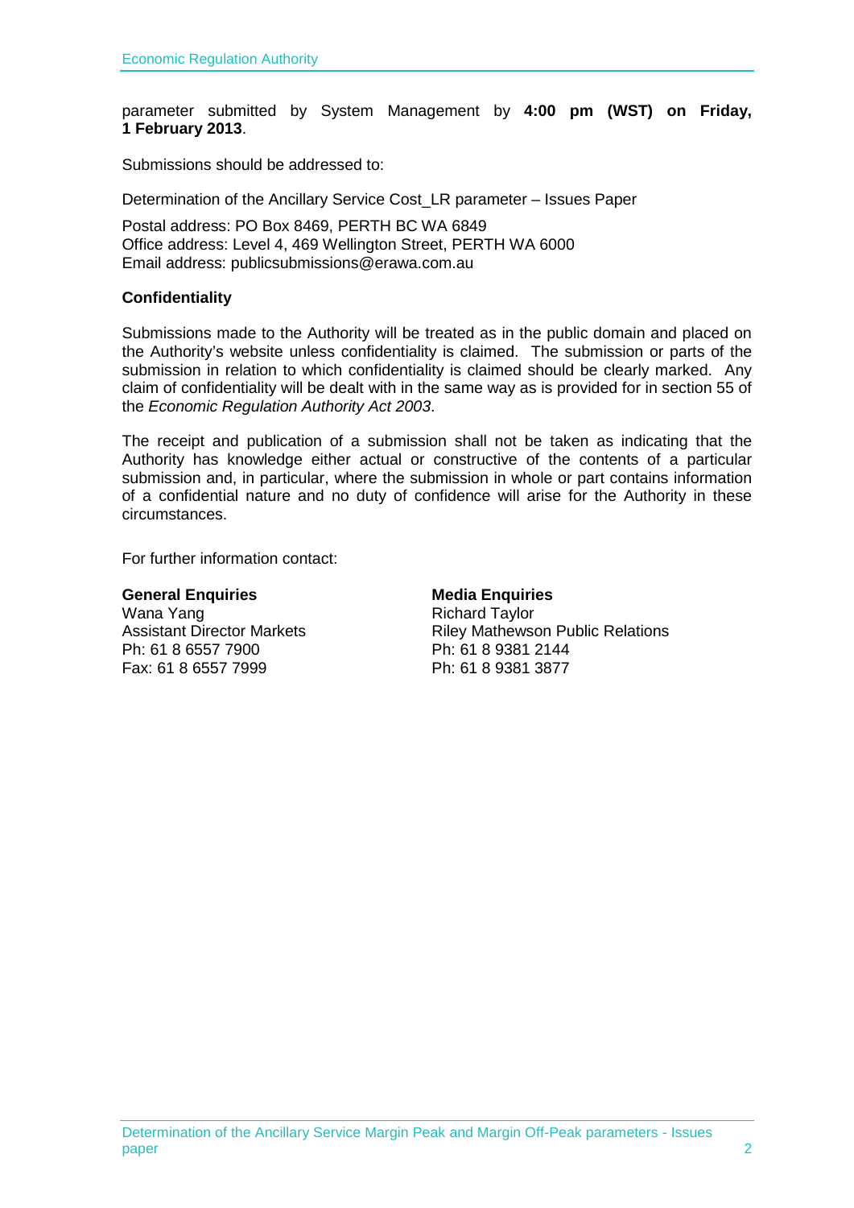parameter submitted by System Management by **4:00 pm (WST) on Friday, 1 February 2013**.

Submissions should be addressed to:

Determination of the Ancillary Service Cost_LR parameter – Issues Paper

Postal address: PO Box 8469, PERTH BC WA 6849
Office address: Level 4, 469 Wellington Street, PERTH WA 6000
Email address: publicsubmissions@erawa.com.au

**Confidentiality**

Submissions made to the Authority will be treated as in the public domain and placed on the Authority's website unless confidentiality is claimed. The submission or parts of the submission in relation to which confidentiality is claimed should be clearly marked. Any claim of confidentiality will be dealt with in the same way as is provided for in section 55 of the *Economic Regulation Authority Act 2003*.

The receipt and publication of a submission shall not be taken as indicating that the Authority has knowledge either actual or constructive of the contents of a particular submission and, in particular, where the submission in whole or part contains information of a confidential nature and no duty of confidence will arise for the Authority in these circumstances.

For further information contact:

**General Enquiries**
Wana Yang
Assistant Director Markets
Ph: 61 8 6557 7900
Fax: 61 8 6557 7999

**Media Enquiries**
Richard Taylor
Riley Mathewson Public Relations
Ph: 61 8 9381 2144
Ph: 61 8 9381 3877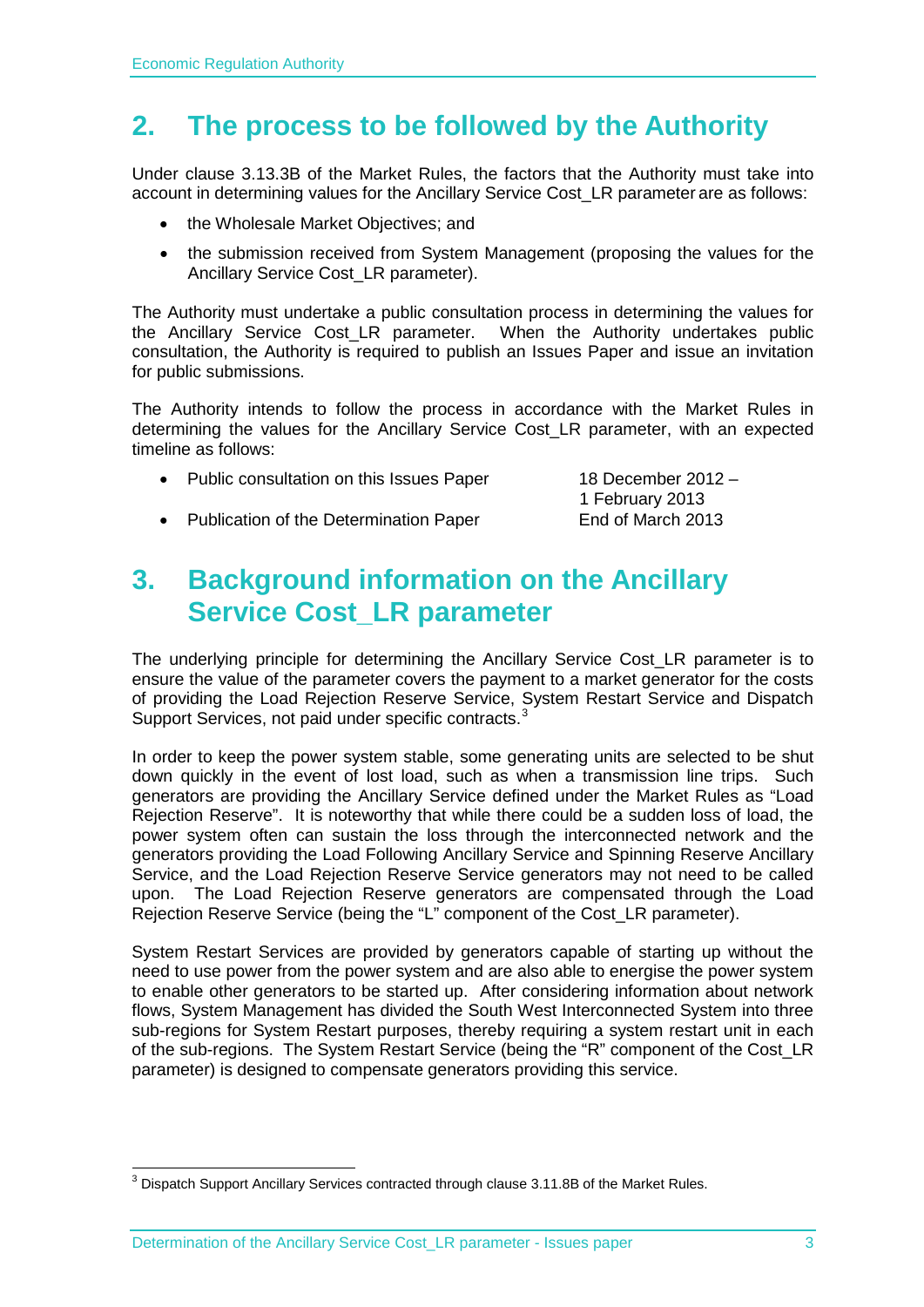# 2. The process to be followed by the Authority

Under clause 3.13.3B of the Market Rules, the factors that the Authority must take into account in determining values for the Ancillary Service Cost_LR parameter are as follows:

- the Wholesale Market Objectives; and
- the submission received from System Management (proposing the values for the Ancillary Service Cost_LR parameter).

The Authority must undertake a public consultation process in determining the values for the Ancillary Service Cost_LR parameter. When the Authority undertakes public consultation, the Authority is required to publish an Issues Paper and issue an invitation for public submissions.

The Authority intends to follow the process in accordance with the Market Rules in determining the values for the Ancillary Service Cost_LR parameter, with an expected timeline as follows:

- Public consultation on this Issues Paper — 18 December 2012 – 1 February 2013
- Publication of the Determination Paper — End of March 2013

# 3. Background information on the Ancillary Service Cost_LR parameter

The underlying principle for determining the Ancillary Service Cost_LR parameter is to ensure the value of the parameter covers the payment to a market generator for the costs of providing the Load Rejection Reserve Service, System Restart Service and Dispatch Support Services, not paid under specific contracts.[3]

In order to keep the power system stable, some generating units are selected to be shut down quickly in the event of lost load, such as when a transmission line trips. Such generators are providing the Ancillary Service defined under the Market Rules as "Load Rejection Reserve". It is noteworthy that while there could be a sudden loss of load, the power system often can sustain the loss through the interconnected network and the generators providing the Load Following Ancillary Service and Spinning Reserve Ancillary Service, and the Load Rejection Reserve Service generators may not need to be called upon. The Load Rejection Reserve generators are compensated through the Load Rejection Reserve Service (being the "L" component of the Cost_LR parameter).

System Restart Services are provided by generators capable of starting up without the need to use power from the power system and are also able to energise the power system to enable other generators to be started up. After considering information about network flows, System Management has divided the South West Interconnected System into three sub-regions for System Restart purposes, thereby requiring a system restart unit in each of the sub-regions. The System Restart Service (being the "R" component of the Cost_LR parameter) is designed to compensate generators providing this service.

[3] Dispatch Support Ancillary Services contracted through clause 3.11.8B of the Market Rules.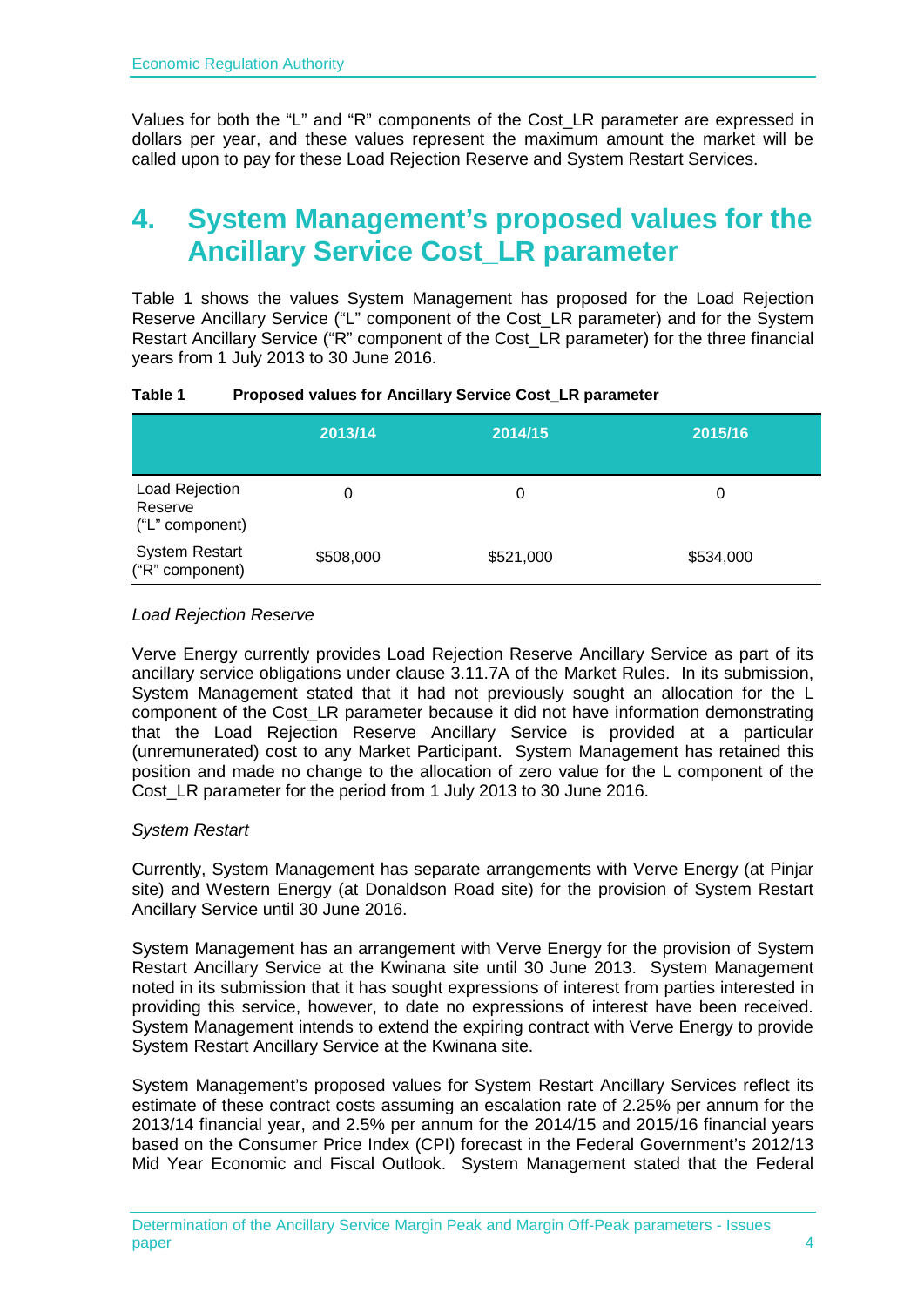Values for both the "L" and "R" components of the Cost_LR parameter are expressed in dollars per year, and these values represent the maximum amount the market will be called upon to pay for these Load Rejection Reserve and System Restart Services.

# 4. System Management's proposed values for the Ancillary Service Cost_LR parameter

Table 1 shows the values System Management has proposed for the Load Rejection Reserve Ancillary Service ("L" component of the Cost_LR parameter) and for the System Restart Ancillary Service ("R" component of the Cost_LR parameter) for the three financial years from 1 July 2013 to 30 June 2016.

**Table 1 Proposed values for Ancillary Service Cost_LR parameter**

| | 2013/14 | 2014/15 | 2015/16 |
|---|---|---|---|
| Load Rejection Reserve ("L" component) | 0 | 0 | 0 |
| System Restart ("R" component) | $508,000 | $521,000 | $534,000 |

*Load Rejection Reserve*

Verve Energy currently provides Load Rejection Reserve Ancillary Service as part of its ancillary service obligations under clause 3.11.7A of the Market Rules. In its submission, System Management stated that it had not previously sought an allocation for the L component of the Cost_LR parameter because it did not have information demonstrating that the Load Rejection Reserve Ancillary Service is provided at a particular (unremunerated) cost to any Market Participant. System Management has retained this position and made no change to the allocation of zero value for the L component of the Cost_LR parameter for the period from 1 July 2013 to 30 June 2016.

*System Restart*

Currently, System Management has separate arrangements with Verve Energy (at Pinjar site) and Western Energy (at Donaldson Road site) for the provision of System Restart Ancillary Service until 30 June 2016.

System Management has an arrangement with Verve Energy for the provision of System Restart Ancillary Service at the Kwinana site until 30 June 2013. System Management noted in its submission that it has sought expressions of interest from parties interested in providing this service, however, to date no expressions of interest have been received. System Management intends to extend the expiring contract with Verve Energy to provide System Restart Ancillary Service at the Kwinana site.

System Management's proposed values for System Restart Ancillary Services reflect its estimate of these contract costs assuming an escalation rate of 2.25% per annum for the 2013/14 financial year, and 2.5% per annum for the 2014/15 and 2015/16 financial years based on the Consumer Price Index (CPI) forecast in the Federal Government's 2012/13 Mid Year Economic and Fiscal Outlook. System Management stated that the Federal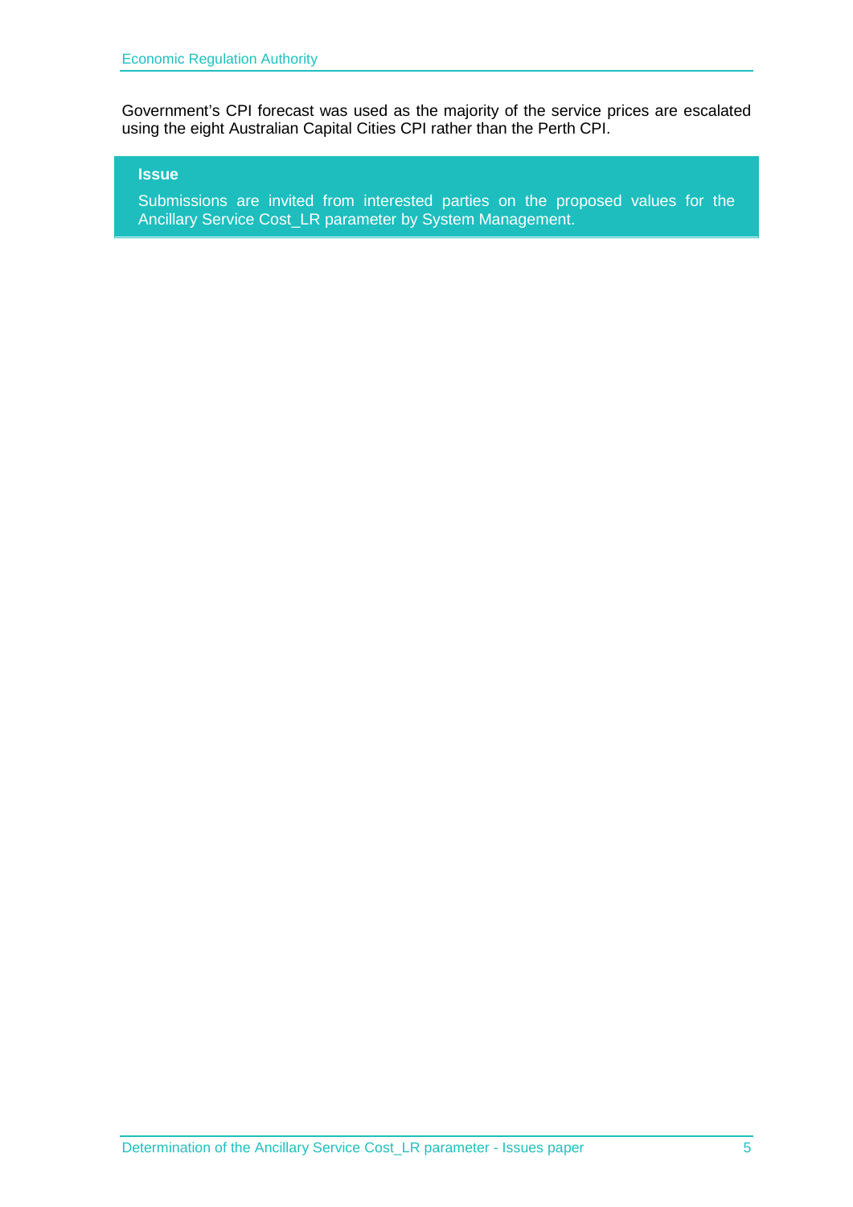Government's CPI forecast was used as the majority of the service prices are escalated using the eight Australian Capital Cities CPI rather than the Perth CPI.

> **Issue**
>
> Submissions are invited from interested parties on the proposed values for the Ancillary Service Cost_LR parameter by System Management.